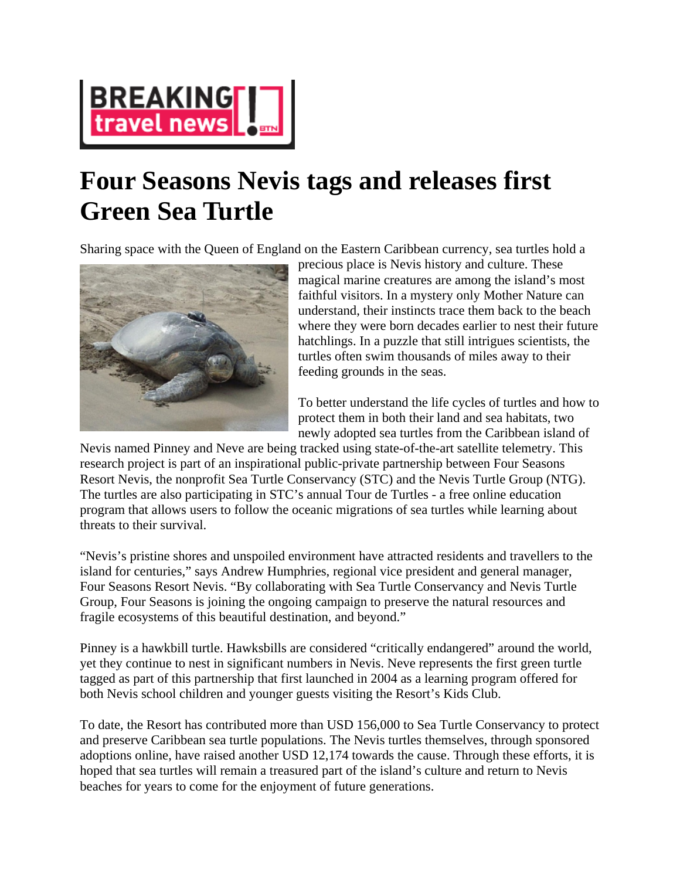# Four Seasons Nevis tags and releases first Green Sea Turtle

Sharing space with the Queen of England on the Eastern Caribbean currency, sea turtles hold a precious place is Nevis history and culture. These magical marine creatures are among the island's most faithful visitors. In a mystery only Mother Nature can understand, their instincts trace them back to the beach where they were born decades earlier to nest their future hatchlings. In a puzzle that still intrigues scientists, the turtles often swim thousands of miles away to their feeding grounds in the seas.

To better understand the life cycles of turtles and how to protect them in both their land and sea habitats, two newly adopted sea turtles from the Caribbean island of Nevis named Pinney and Neve are being tracked using state-of-the-art satellite telemetry. This research project is part of an inspirational public-private partnership between Four Seasons Resort Nevis, the nonprofit Sea Turtle Conservancy (STC) and the Nevis Turtle Group (NTG). The turtles are also participating in STC's annual Tour de Turtles - a free online education program that allows users to follow the oceanic migrations of sea turtles while learning about threats to their survival.

"Nevis's pristine shores and unspoiled environment have attracted residents and travellers to the island for centuries," says Andrew Humphries, regional vice president and general manager, Four Seasons Resort Nevis. "By collaborating with Sea Turtle Conservancy and Nevis Turtle Group, Four Seasons is joining the ongoing campaign to preserve the natural resources and fragile ecosystems of this beautiful destination, and beyond."

Pinney is a hawkbill turtle. Hawksbills are considered "critically endangered" around the world, yet they continue to nest in significant numbers in Nevis. Neve represents the first green turtle tagged as part of this partnership that first launched in 2004 as a learning program offered for both Nevis school children and younger guests visiting the Resort's Kids Club.

To date, the Resort has contributed more than USD 156,000 to Sea Turtle Conservancy to protect and preserve Caribbean sea turtle populations. The Nevis turtles themselves, through sponsored adoptions online, have raised another USD 12,174 towards the cause. Through these efforts, it is hoped that sea turtles will remain a treasured part of the island's culture and return to Nevis beaches for years to come for the enjoyment of future generations.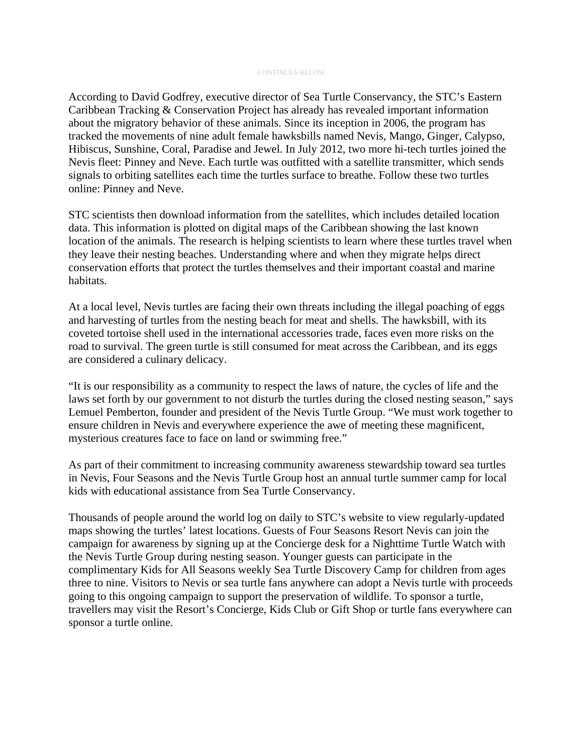According to David Godfrey, executive director of Sea Turtle Conservancy, the STC's Eastern Caribbean Tracking & Conservation Project has already has revealed important information about the migratory behavior of these animals. Since its inception in 2006, the program has tracked the movements of nine adult female hawksbills named Nevis, Mango, Ginger, Calypso, Hibiscus, Sunshine, Coral, Paradise and Jewel. In July 2012, two more hi-tech turtles joined the Nevis fleet: Pinney and Neve. Each turtle was outfitted with a satellite transmitter, which sends signals to orbiting satellites each time the turtles surface to breathe. Follow these two turtles online: Pinney and Neve.

STC scientists then download information from the satellites, which includes detailed location data. This information is plotted on digital maps of the Caribbean showing the last known location of the animals. The research is helping scientists to learn where these turtles travel when they leave their nesting beaches. Understanding where and when they migrate helps direct conservation efforts that protect the turtles themselves and their important coastal and marine habitats.

At a local level, Nevis turtles are facing their own threats including the illegal poaching of eggs and harvesting of turtles from the nesting beach for meat and shells. The hawksbill, with its coveted tortoise shell used in the international accessories trade, faces even more risks on the road to survival. The green turtle is still consumed for meat across the Caribbean, and its eggs are considered a culinary delicacy.

"It is our responsibility as a community to respect the laws of nature, the cycles of life and the laws set forth by our government to not disturb the turtles during the closed nesting season," says Lemuel Pemberton, founder and president of the Nevis Turtle Group. "We must work together to ensure children in Nevis and everywhere experience the awe of meeting these magnificent, mysterious creatures face to face on land or swimming free."

As part of their commitment to increasing community awareness stewardship toward sea turtles in Nevis, Four Seasons and the Nevis Turtle Group host an annual turtle summer camp for local kids with educational assistance from Sea Turtle Conservancy.

Thousands of people around the world log on daily to STC's website to view regularly-updated maps showing the turtles' latest locations. Guests of Four Seasons Resort Nevis can join the campaign for awareness by signing up at the Concierge desk for a Nighttime Turtle Watch with the Nevis Turtle Group during nesting season. Younger guests can participate in the complimentary Kids for All Seasons weekly Sea Turtle Discovery Camp for children from ages three to nine. Visitors to Nevis or sea turtle fans anywhere can adopt a Nevis turtle with proceeds going to this ongoing campaign to support the preservation of wildlife. To sponsor a turtle, travellers may visit the Resort's Concierge, Kids Club or Gift Shop or turtle fans everywhere can sponsor a turtle online.